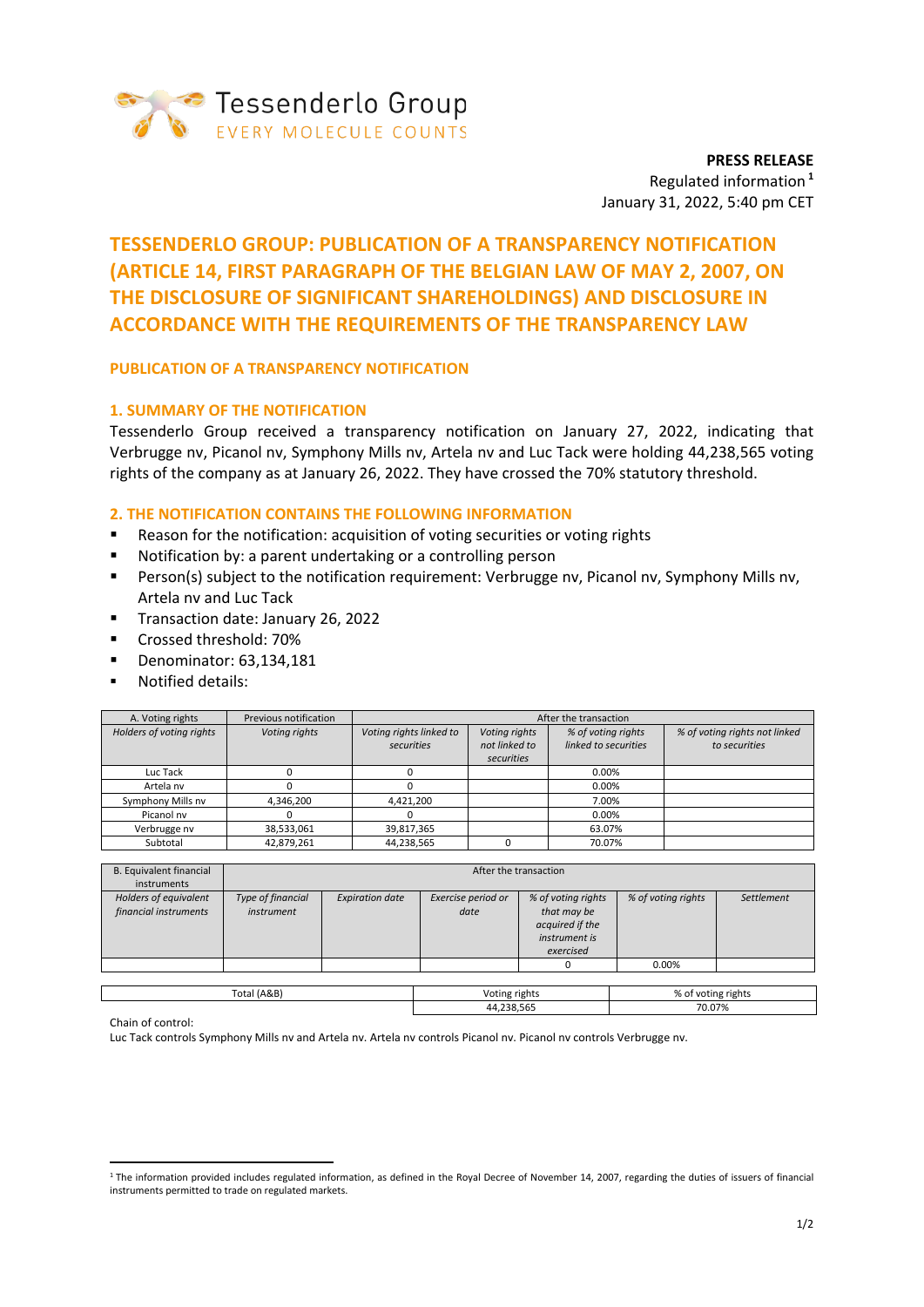Tessenderlo Group
EVERY MOLECULE COUNTS

**PRESS RELEASE**
Regulated information[1]
January 31, 2022, 5:40 pm CET

# TESSENDERLO GROUP: PUBLICATION OF A TRANSPARENCY NOTIFICATION (ARTICLE 14, FIRST PARAGRAPH OF THE BELGIAN LAW OF MAY 2, 2007, ON THE DISCLOSURE OF SIGNIFICANT SHAREHOLDINGS) AND DISCLOSURE IN ACCORDANCE WITH THE REQUIREMENTS OF THE TRANSPARENCY LAW

## PUBLICATION OF A TRANSPARENCY NOTIFICATION

### 1. SUMMARY OF THE NOTIFICATION

Tessenderlo Group received a transparency notification on January 27, 2022, indicating that Verbrugge nv, Picanol nv, Symphony Mills nv, Artela nv and Luc Tack were holding 44,238,565 voting rights of the company as at January 26, 2022. They have crossed the 70% statutory threshold.

### 2. THE NOTIFICATION CONTAINS THE FOLLOWING INFORMATION

- Reason for the notification: acquisition of voting securities or voting rights
- Notification by: a parent undertaking or a controlling person
- Person(s) subject to the notification requirement: Verbrugge nv, Picanol nv, Symphony Mills nv, Artela nv and Luc Tack
- Transaction date: January 26, 2022
- Crossed threshold: 70%
- Denominator: 63,134,181
- Notified details:

| A. Voting rights | Previous notification | After the transaction | | | |
|---|---|---|---|---|---|
| *Holders of voting rights* | *Voting rights* | *Voting rights linked to securities* | *Voting rights not linked to securities* | *% of voting rights linked to securities* | *% of voting rights not linked to securities* |
| Luc Tack | 0 | 0 | | 0.00% | |
| Artela nv | 0 | 0 | | 0.00% | |
| Symphony Mills nv | 4,346,200 | 4,421,200 | | 7.00% | |
| Picanol nv | 0 | 0 | | 0.00% | |
| Verbrugge nv | 38,533,061 | 39,817,365 | | 63.07% | |
| Subtotal | 42,879,261 | 44,238,565 | 0 | 70.07% | |

| B. Equivalent financial instruments | After the transaction | | | | | |
|---|---|---|---|---|---|---|
| *Holders of equivalent financial instruments* | *Type of financial instrument* | *Expiration date* | *Exercise period or date* | *% of voting rights that may be acquired if the instrument is exercised* | *% of voting rights* | *Settlement* |
| | | | | 0 | 0.00% | |

| Total (A&B) | Voting rights | % of voting rights |
|---|---|---|
| | 44,238,565 | 70.07% |

Chain of control:
Luc Tack controls Symphony Mills nv and Artela nv. Artela nv controls Picanol nv. Picanol nv controls Verbrugge nv.

[1] The information provided includes regulated information, as defined in the Royal Decree of November 14, 2007, regarding the duties of issuers of financial instruments permitted to trade on regulated markets.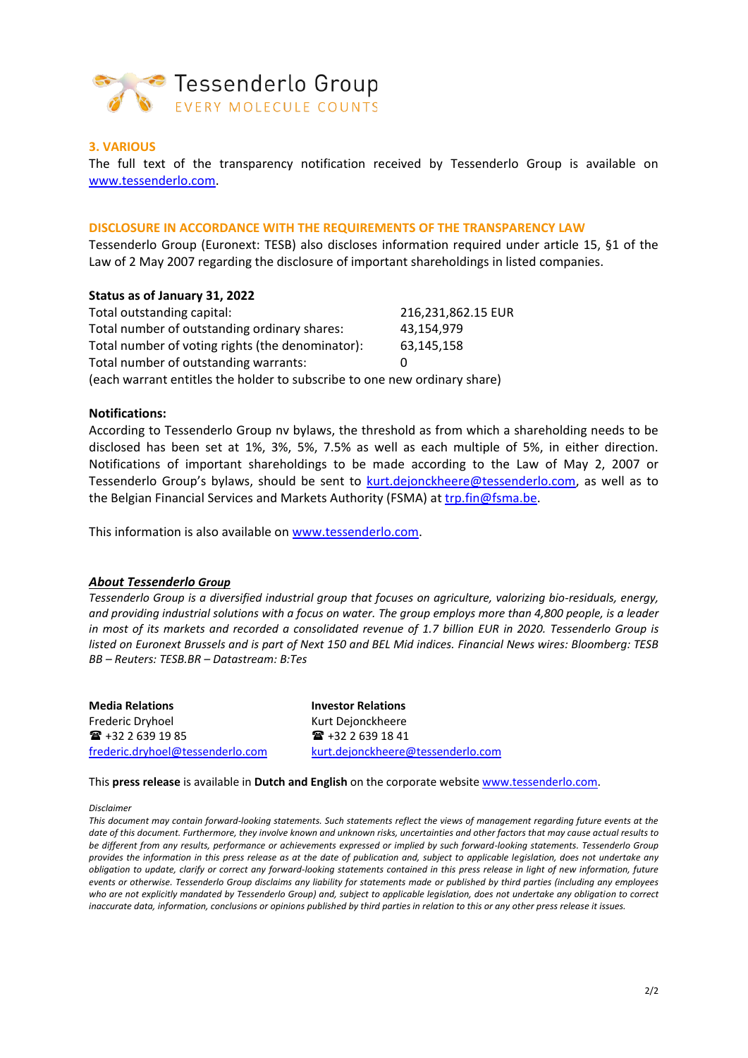## 3. VARIOUS

The full text of the transparency notification received by Tessenderlo Group is available on www.tessenderlo.com.

## DISCLOSURE IN ACCORDANCE WITH THE REQUIREMENTS OF THE TRANSPARENCY LAW

Tessenderlo Group (Euronext: TESB) also discloses information required under article 15, §1 of the Law of 2 May 2007 regarding the disclosure of important shareholdings in listed companies.

**Status as of January 31, 2022**

| | |
|---|---|
| Total outstanding capital: | 216,231,862.15 EUR |
| Total number of outstanding ordinary shares: | 43,154,979 |
| Total number of voting rights (the denominator): | 63,145,158 |
| Total number of outstanding warrants: | 0 |

(each warrant entitles the holder to subscribe to one new ordinary share)

**Notifications:**

According to Tessenderlo Group nv bylaws, the threshold as from which a shareholding needs to be disclosed has been set at 1%, 3%, 5%, 7.5% as well as each multiple of 5%, in either direction. Notifications of important shareholdings to be made according to the Law of May 2, 2007 or Tessenderlo Group's bylaws, should be sent to kurt.dejonckheere@tessenderlo.com, as well as to the Belgian Financial Services and Markets Authority (FSMA) at trp.fin@fsma.be.

This information is also available on www.tessenderlo.com.

***About Tessenderlo Group***

*Tessenderlo Group is a diversified industrial group that focuses on agriculture, valorizing bio-residuals, energy, and providing industrial solutions with a focus on water. The group employs more than 4,800 people, is a leader in most of its markets and recorded a consolidated revenue of 1.7 billion EUR in 2020. Tessenderlo Group is listed on Euronext Brussels and is part of Next 150 and BEL Mid indices. Financial News wires: Bloomberg: TESB BB – Reuters: TESB.BR – Datastream: B:Tes*

**Media Relations**
Frederic Dryhoel
☎ +32 2 639 19 85
frederic.dryhoel@tessenderlo.com

**Investor Relations**
Kurt Dejonckheere
☎ +32 2 639 18 41
kurt.dejonckheere@tessenderlo.com

This **press release** is available in **Dutch and English** on the corporate website www.tessenderlo.com.

*Disclaimer*

*This document may contain forward-looking statements. Such statements reflect the views of management regarding future events at the date of this document. Furthermore, they involve known and unknown risks, uncertainties and other factors that may cause actual results to be different from any results, performance or achievements expressed or implied by such forward-looking statements. Tessenderlo Group provides the information in this press release as at the date of publication and, subject to applicable legislation, does not undertake any obligation to update, clarify or correct any forward-looking statements contained in this press release in light of new information, future events or otherwise. Tessenderlo Group disclaims any liability for statements made or published by third parties (including any employees who are not explicitly mandated by Tessenderlo Group) and, subject to applicable legislation, does not undertake any obligation to correct inaccurate data, information, conclusions or opinions published by third parties in relation to this or any other press release it issues.*